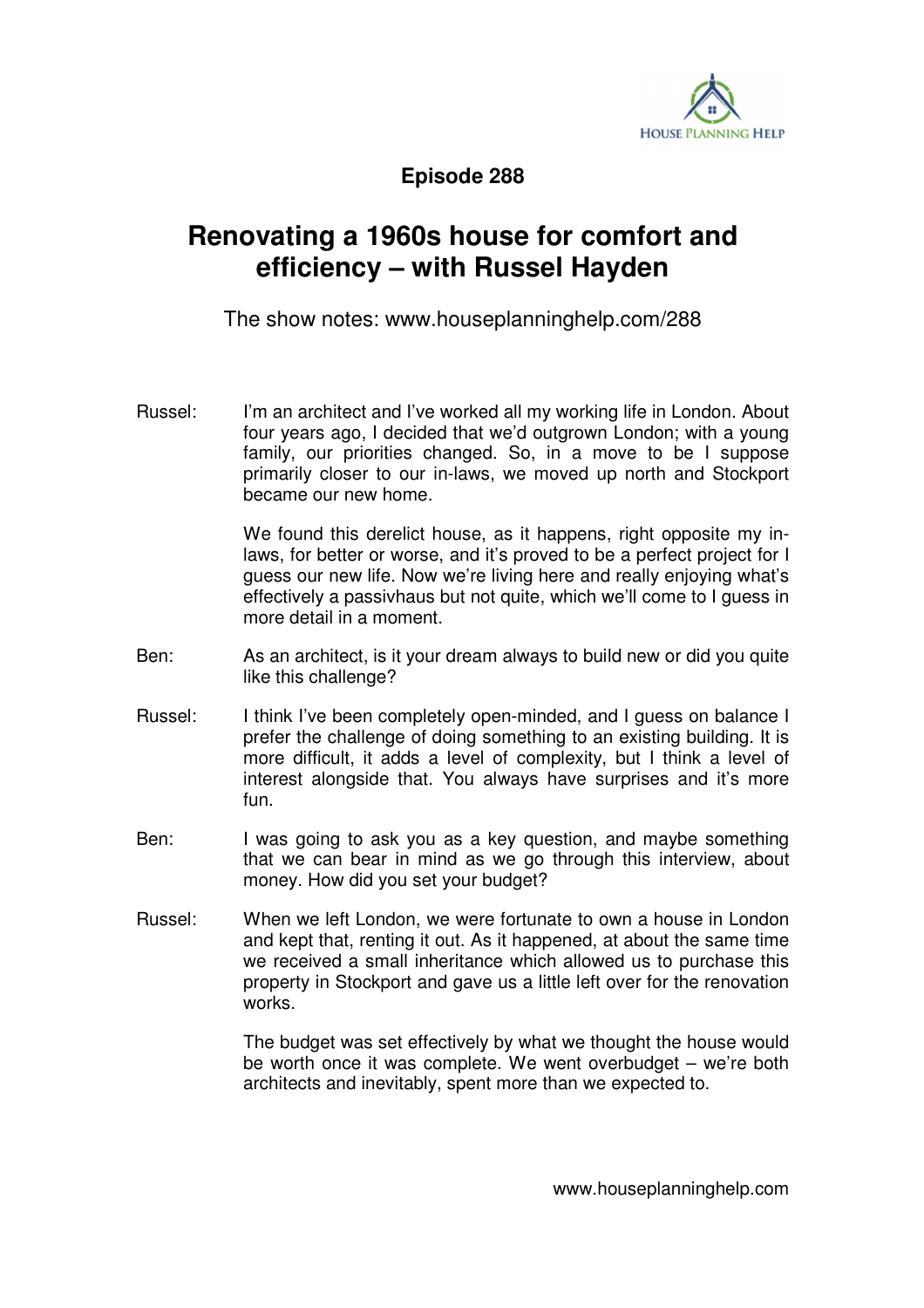**Episode 288**

# Renovating a 1960s house for comfort and efficiency – with Russel Hayden

The show notes: www.houseplanninghelp.com/288

Russel: I'm an architect and I've worked all my working life in London. About four years ago, I decided that we'd outgrown London; with a young family, our priorities changed. So, in a move to be I suppose primarily closer to our in-laws, we moved up north and Stockport became our new home.

We found this derelict house, as it happens, right opposite my in-laws, for better or worse, and it's proved to be a perfect project for I guess our new life. Now we're living here and really enjoying what's effectively a passivhaus but not quite, which we'll come to I guess in more detail in a moment.

Ben: As an architect, is it your dream always to build new or did you quite like this challenge?

Russel: I think I've been completely open-minded, and I guess on balance I prefer the challenge of doing something to an existing building. It is more difficult, it adds a level of complexity, but I think a level of interest alongside that. You always have surprises and it's more fun.

Ben: I was going to ask you as a key question, and maybe something that we can bear in mind as we go through this interview, about money. How did you set your budget?

Russel: When we left London, we were fortunate to own a house in London and kept that, renting it out. As it happened, at about the same time we received a small inheritance which allowed us to purchase this property in Stockport and gave us a little left over for the renovation works.

The budget was set effectively by what we thought the house would be worth once it was complete. We went overbudget – we're both architects and inevitably, spent more than we expected to.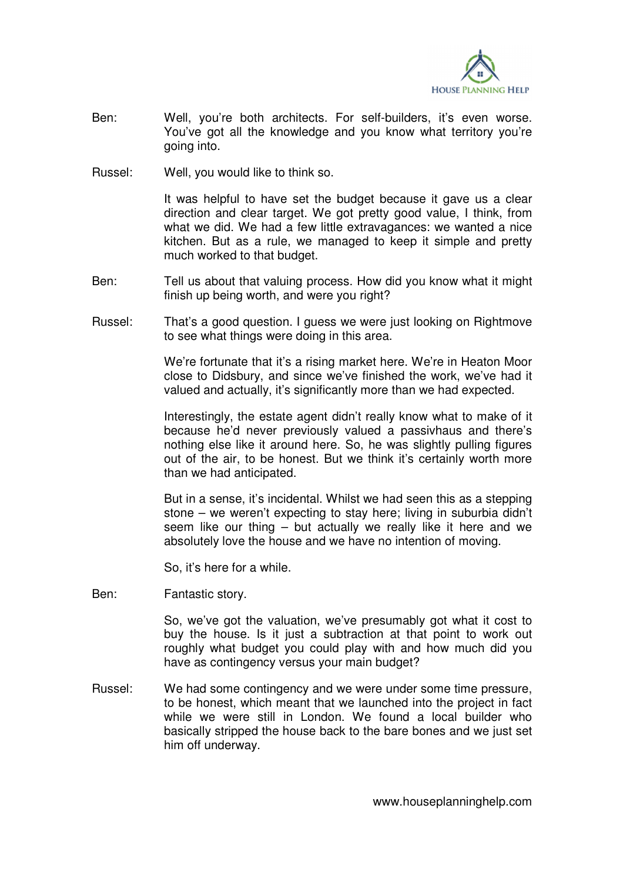Ben: Well, you're both architects. For self-builders, it's even worse. You've got all the knowledge and you know what territory you're going into.

Russel: Well, you would like to think so.

It was helpful to have set the budget because it gave us a clear direction and clear target. We got pretty good value, I think, from what we did. We had a few little extravagances: we wanted a nice kitchen. But as a rule, we managed to keep it simple and pretty much worked to that budget.

Ben: Tell us about that valuing process. How did you know what it might finish up being worth, and were you right?

Russel: That's a good question. I guess we were just looking on Rightmove to see what things were doing in this area.

We're fortunate that it's a rising market here. We're in Heaton Moor close to Didsbury, and since we've finished the work, we've had it valued and actually, it's significantly more than we had expected.

Interestingly, the estate agent didn't really know what to make of it because he'd never previously valued a passivhaus and there's nothing else like it around here. So, he was slightly pulling figures out of the air, to be honest. But we think it's certainly worth more than we had anticipated.

But in a sense, it's incidental. Whilst we had seen this as a stepping stone – we weren't expecting to stay here; living in suburbia didn't seem like our thing – but actually we really like it here and we absolutely love the house and we have no intention of moving.

So, it's here for a while.

Ben: Fantastic story.

So, we've got the valuation, we've presumably got what it cost to buy the house. Is it just a subtraction at that point to work out roughly what budget you could play with and how much did you have as contingency versus your main budget?

Russel: We had some contingency and we were under some time pressure, to be honest, which meant that we launched into the project in fact while we were still in London. We found a local builder who basically stripped the house back to the bare bones and we just set him off underway.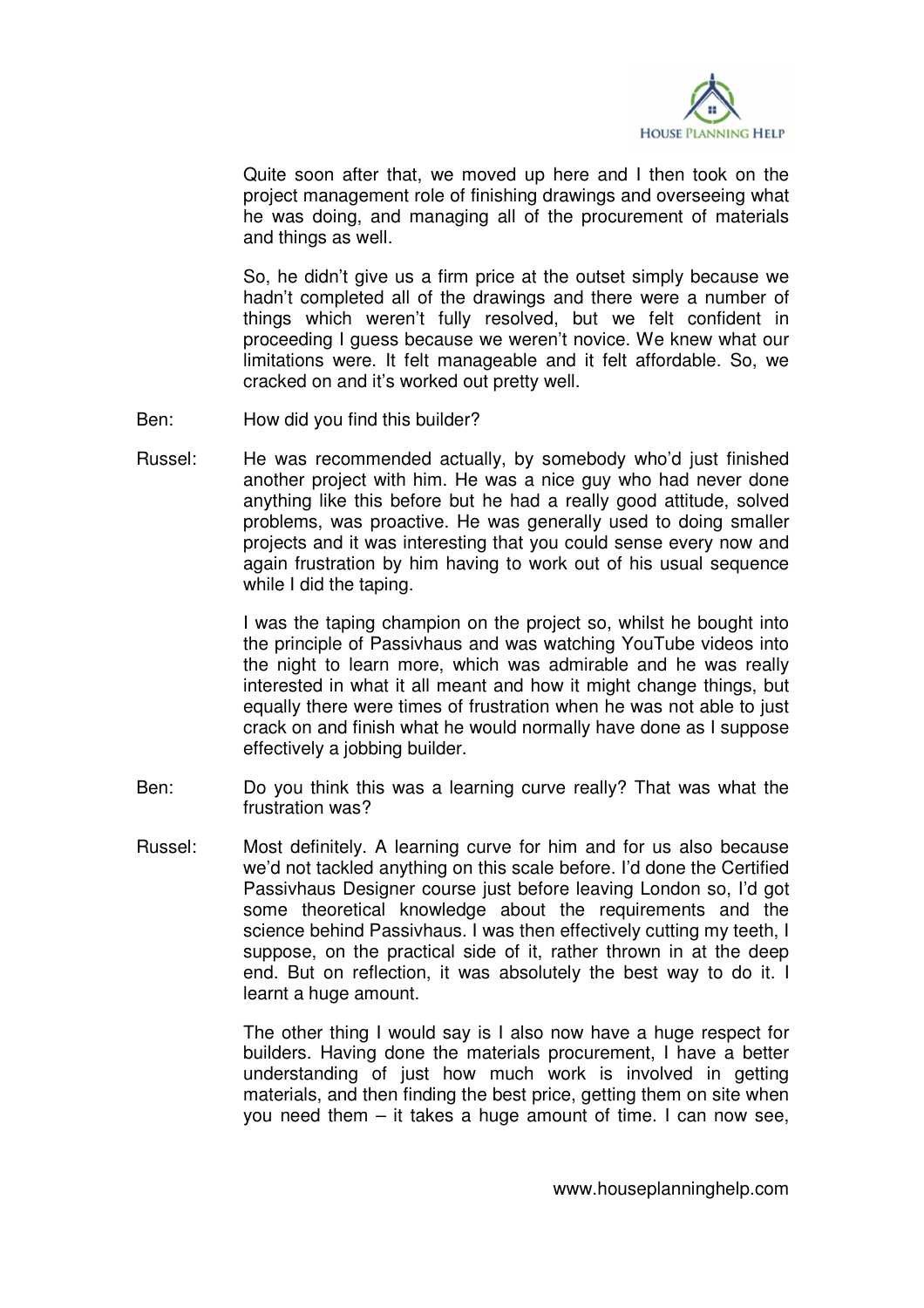Quite soon after that, we moved up here and I then took on the project management role of finishing drawings and overseeing what he was doing, and managing all of the procurement of materials and things as well.

So, he didn't give us a firm price at the outset simply because we hadn't completed all of the drawings and there were a number of things which weren't fully resolved, but we felt confident in proceeding I guess because we weren't novice. We knew what our limitations were. It felt manageable and it felt affordable. So, we cracked on and it's worked out pretty well.

Ben: How did you find this builder?

Russel: He was recommended actually, by somebody who'd just finished another project with him. He was a nice guy who had never done anything like this before but he had a really good attitude, solved problems, was proactive. He was generally used to doing smaller projects and it was interesting that you could sense every now and again frustration by him having to work out of his usual sequence while I did the taping.

I was the taping champion on the project so, whilst he bought into the principle of Passivhaus and was watching YouTube videos into the night to learn more, which was admirable and he was really interested in what it all meant and how it might change things, but equally there were times of frustration when he was not able to just crack on and finish what he would normally have done as I suppose effectively a jobbing builder.

Ben: Do you think this was a learning curve really? That was what the frustration was?

Russel: Most definitely. A learning curve for him and for us also because we'd not tackled anything on this scale before. I'd done the Certified Passivhaus Designer course just before leaving London so, I'd got some theoretical knowledge about the requirements and the science behind Passivhaus. I was then effectively cutting my teeth, I suppose, on the practical side of it, rather thrown in at the deep end. But on reflection, it was absolutely the best way to do it. I learnt a huge amount.

The other thing I would say is I also now have a huge respect for builders. Having done the materials procurement, I have a better understanding of just how much work is involved in getting materials, and then finding the best price, getting them on site when you need them – it takes a huge amount of time. I can now see,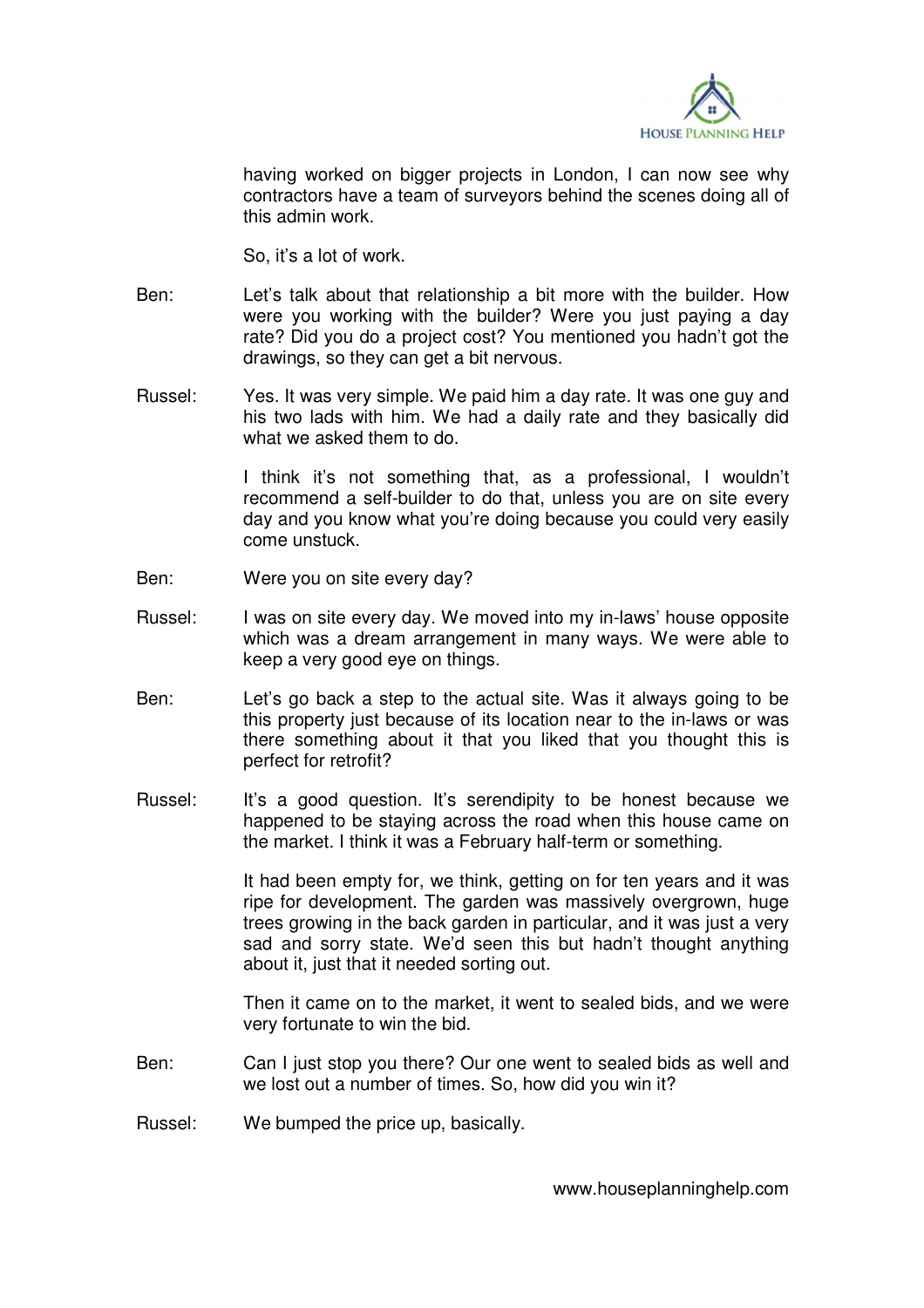having worked on bigger projects in London, I can now see why contractors have a team of surveyors behind the scenes doing all of this admin work.

So, it's a lot of work.

Ben: Let's talk about that relationship a bit more with the builder. How were you working with the builder? Were you just paying a day rate? Did you do a project cost? You mentioned you hadn't got the drawings, so they can get a bit nervous.

Russel: Yes. It was very simple. We paid him a day rate. It was one guy and his two lads with him. We had a daily rate and they basically did what we asked them to do.

I think it's not something that, as a professional, I wouldn't recommend a self-builder to do that, unless you are on site every day and you know what you're doing because you could very easily come unstuck.

Ben: Were you on site every day?

Russel: I was on site every day. We moved into my in-laws' house opposite which was a dream arrangement in many ways. We were able to keep a very good eye on things.

Ben: Let's go back a step to the actual site. Was it always going to be this property just because of its location near to the in-laws or was there something about it that you liked that you thought this is perfect for retrofit?

Russel: It's a good question. It's serendipity to be honest because we happened to be staying across the road when this house came on the market. I think it was a February half-term or something.

It had been empty for, we think, getting on for ten years and it was ripe for development. The garden was massively overgrown, huge trees growing in the back garden in particular, and it was just a very sad and sorry state. We'd seen this but hadn't thought anything about it, just that it needed sorting out.

Then it came on to the market, it went to sealed bids, and we were very fortunate to win the bid.

Ben: Can I just stop you there? Our one went to sealed bids as well and we lost out a number of times. So, how did you win it?

Russel: We bumped the price up, basically.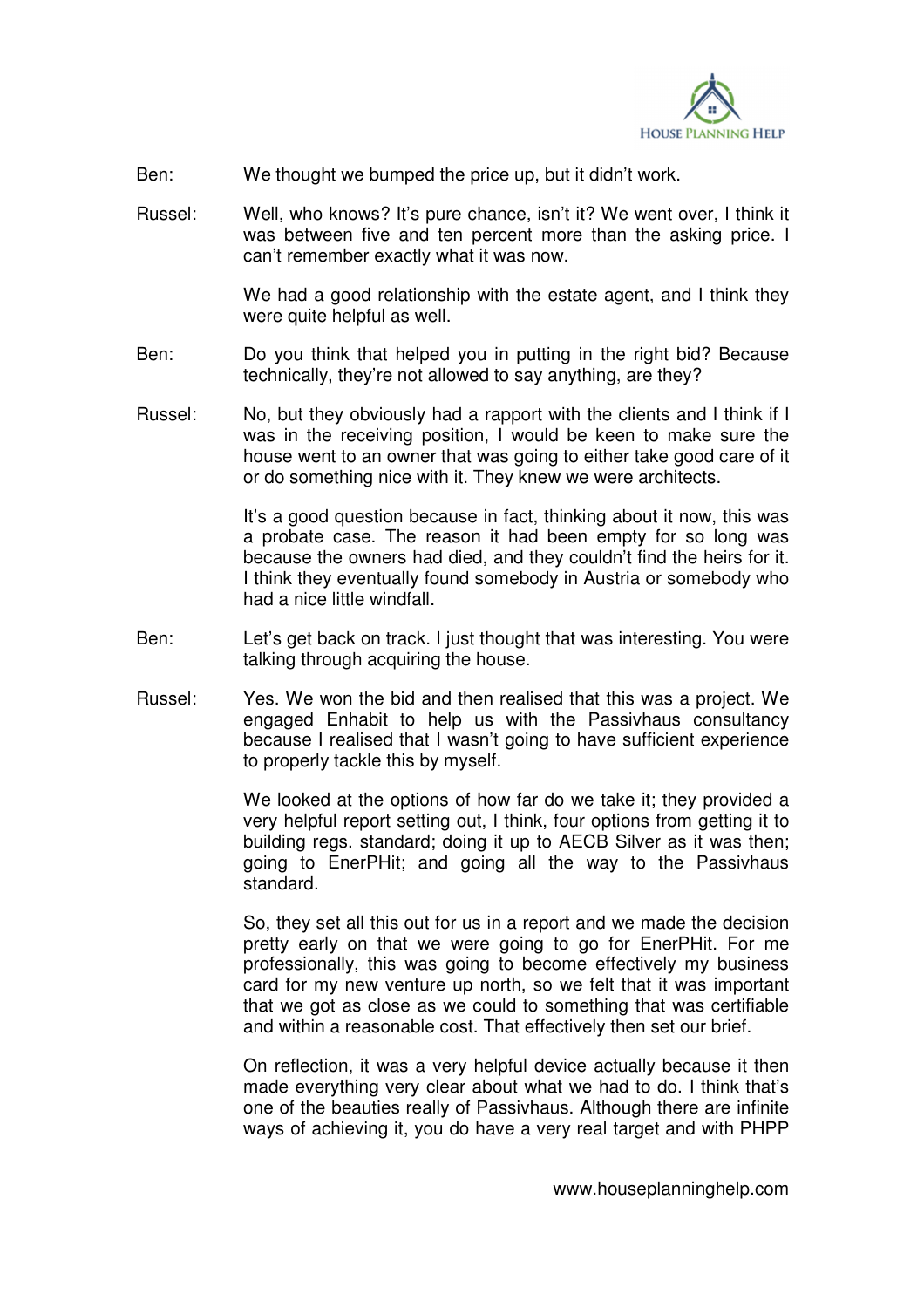Ben: We thought we bumped the price up, but it didn't work.

Russel: Well, who knows? It's pure chance, isn't it? We went over, I think it was between five and ten percent more than the asking price. I can't remember exactly what it was now.

We had a good relationship with the estate agent, and I think they were quite helpful as well.

Ben: Do you think that helped you in putting in the right bid? Because technically, they're not allowed to say anything, are they?

Russel: No, but they obviously had a rapport with the clients and I think if I was in the receiving position, I would be keen to make sure the house went to an owner that was going to either take good care of it or do something nice with it. They knew we were architects.

It's a good question because in fact, thinking about it now, this was a probate case. The reason it had been empty for so long was because the owners had died, and they couldn't find the heirs for it. I think they eventually found somebody in Austria or somebody who had a nice little windfall.

Ben: Let's get back on track. I just thought that was interesting. You were talking through acquiring the house.

Russel: Yes. We won the bid and then realised that this was a project. We engaged Enhabit to help us with the Passivhaus consultancy because I realised that I wasn't going to have sufficient experience to properly tackle this by myself.

We looked at the options of how far do we take it; they provided a very helpful report setting out, I think, four options from getting it to building regs. standard; doing it up to AECB Silver as it was then; going to EnerPHit; and going all the way to the Passivhaus standard.

So, they set all this out for us in a report and we made the decision pretty early on that we were going to go for EnerPHit. For me professionally, this was going to become effectively my business card for my new venture up north, so we felt that it was important that we got as close as we could to something that was certifiable and within a reasonable cost. That effectively then set our brief.

On reflection, it was a very helpful device actually because it then made everything very clear about what we had to do. I think that's one of the beauties really of Passivhaus. Although there are infinite ways of achieving it, you do have a very real target and with PHPP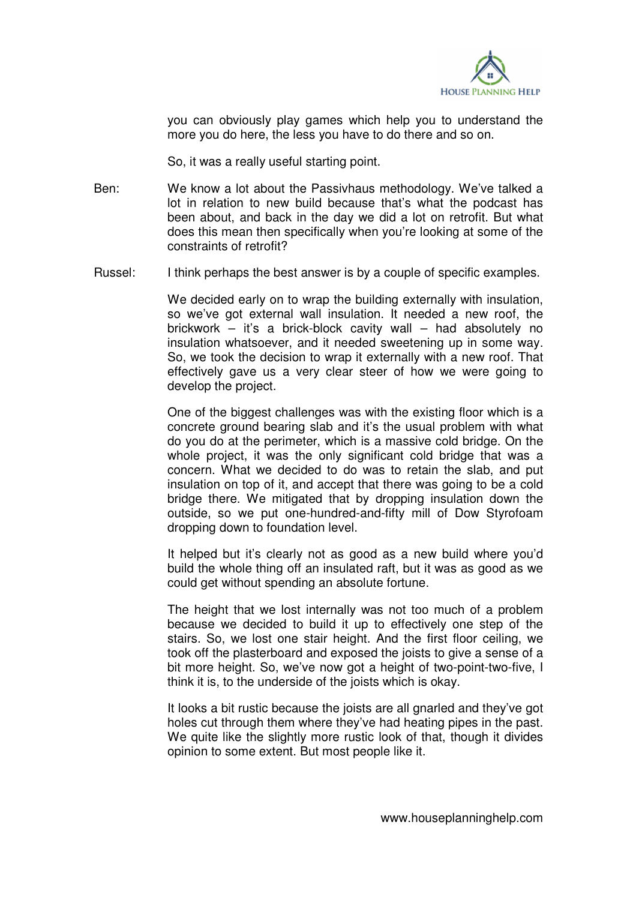you can obviously play games which help you to understand the more you do here, the less you have to do there and so on.

So, it was a really useful starting point.

Ben: We know a lot about the Passivhaus methodology. We've talked a lot in relation to new build because that's what the podcast has been about, and back in the day we did a lot on retrofit. But what does this mean then specifically when you're looking at some of the constraints of retrofit?

Russel: I think perhaps the best answer is by a couple of specific examples.

We decided early on to wrap the building externally with insulation, so we've got external wall insulation. It needed a new roof, the brickwork – it's a brick-block cavity wall – had absolutely no insulation whatsoever, and it needed sweetening up in some way. So, we took the decision to wrap it externally with a new roof. That effectively gave us a very clear steer of how we were going to develop the project.

One of the biggest challenges was with the existing floor which is a concrete ground bearing slab and it's the usual problem with what do you do at the perimeter, which is a massive cold bridge. On the whole project, it was the only significant cold bridge that was a concern. What we decided to do was to retain the slab, and put insulation on top of it, and accept that there was going to be a cold bridge there. We mitigated that by dropping insulation down the outside, so we put one-hundred-and-fifty mill of Dow Styrofoam dropping down to foundation level.

It helped but it's clearly not as good as a new build where you'd build the whole thing off an insulated raft, but it was as good as we could get without spending an absolute fortune.

The height that we lost internally was not too much of a problem because we decided to build it up to effectively one step of the stairs. So, we lost one stair height. And the first floor ceiling, we took off the plasterboard and exposed the joists to give a sense of a bit more height. So, we've now got a height of two-point-two-five, I think it is, to the underside of the joists which is okay.

It looks a bit rustic because the joists are all gnarled and they've got holes cut through them where they've had heating pipes in the past. We quite like the slightly more rustic look of that, though it divides opinion to some extent. But most people like it.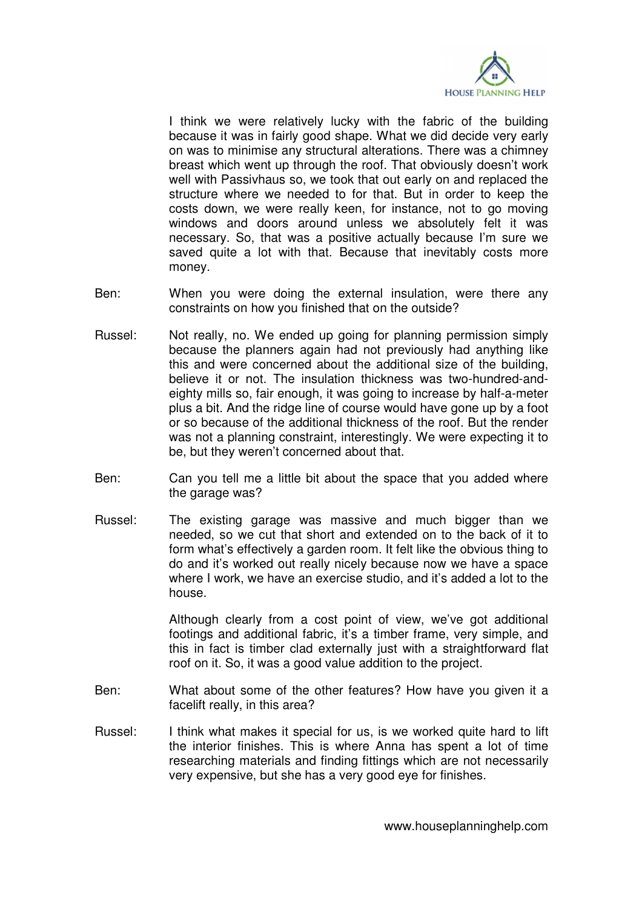I think we were relatively lucky with the fabric of the building because it was in fairly good shape. What we did decide very early on was to minimise any structural alterations. There was a chimney breast which went up through the roof. That obviously doesn't work well with Passivhaus so, we took that out early on and replaced the structure where we needed to for that. But in order to keep the costs down, we were really keen, for instance, not to go moving windows and doors around unless we absolutely felt it was necessary. So, that was a positive actually because I'm sure we saved quite a lot with that. Because that inevitably costs more money.

Ben: When you were doing the external insulation, were there any constraints on how you finished that on the outside?

Russel: Not really, no. We ended up going for planning permission simply because the planners again had not previously had anything like this and were concerned about the additional size of the building, believe it or not. The insulation thickness was two-hundred-and-eighty mills so, fair enough, it was going to increase by half-a-meter plus a bit. And the ridge line of course would have gone up by a foot or so because of the additional thickness of the roof. But the render was not a planning constraint, interestingly. We were expecting it to be, but they weren't concerned about that.

Ben: Can you tell me a little bit about the space that you added where the garage was?

Russel: The existing garage was massive and much bigger than we needed, so we cut that short and extended on to the back of it to form what's effectively a garden room. It felt like the obvious thing to do and it's worked out really nicely because now we have a space where I work, we have an exercise studio, and it's added a lot to the house.

Although clearly from a cost point of view, we've got additional footings and additional fabric, it's a timber frame, very simple, and this in fact is timber clad externally just with a straightforward flat roof on it. So, it was a good value addition to the project.

Ben: What about some of the other features? How have you given it a facelift really, in this area?

Russel: I think what makes it special for us, is we worked quite hard to lift the interior finishes. This is where Anna has spent a lot of time researching materials and finding fittings which are not necessarily very expensive, but she has a very good eye for finishes.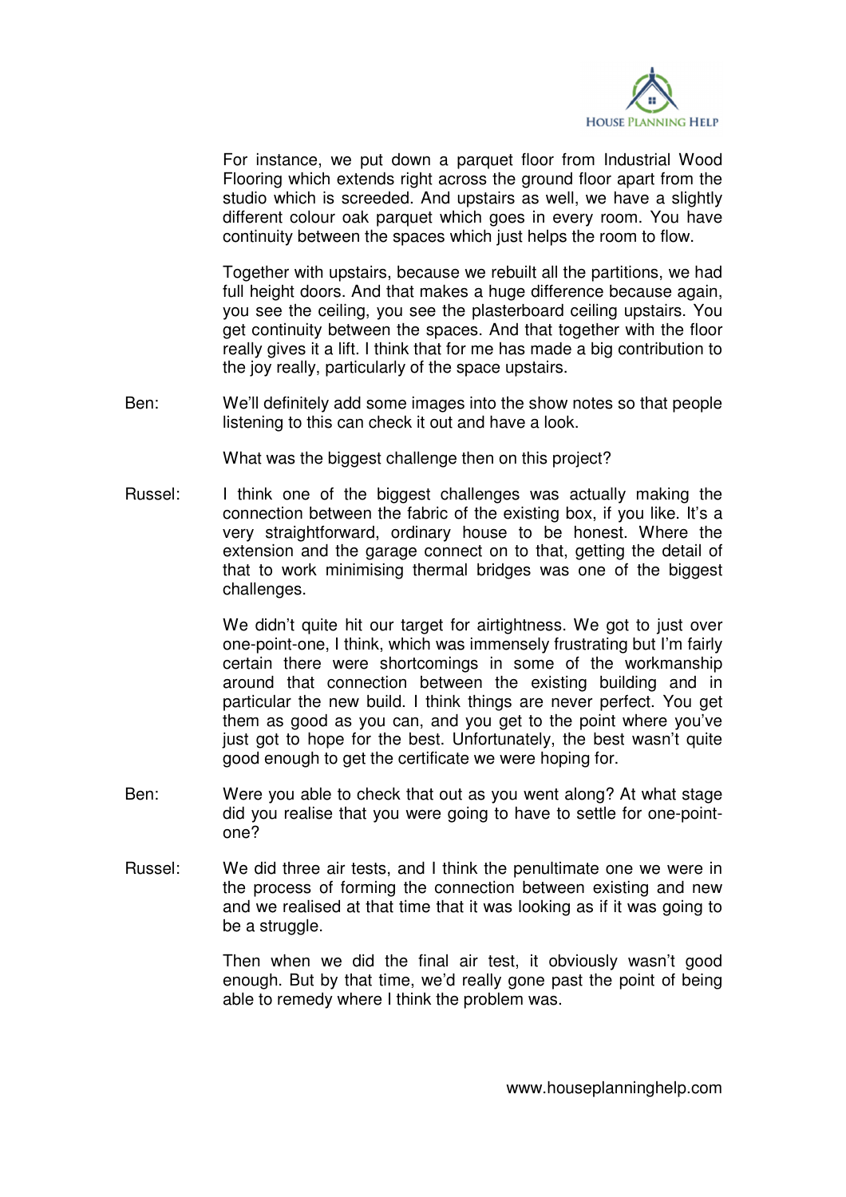For instance, we put down a parquet floor from Industrial Wood Flooring which extends right across the ground floor apart from the studio which is screeded. And upstairs as well, we have a slightly different colour oak parquet which goes in every room. You have continuity between the spaces which just helps the room to flow.

Together with upstairs, because we rebuilt all the partitions, we had full height doors. And that makes a huge difference because again, you see the ceiling, you see the plasterboard ceiling upstairs. You get continuity between the spaces. And that together with the floor really gives it a lift. I think that for me has made a big contribution to the joy really, particularly of the space upstairs.

Ben: We'll definitely add some images into the show notes so that people listening to this can check it out and have a look.

What was the biggest challenge then on this project?

Russel: I think one of the biggest challenges was actually making the connection between the fabric of the existing box, if you like. It's a very straightforward, ordinary house to be honest. Where the extension and the garage connect on to that, getting the detail of that to work minimising thermal bridges was one of the biggest challenges.

We didn't quite hit our target for airtightness. We got to just over one-point-one, I think, which was immensely frustrating but I'm fairly certain there were shortcomings in some of the workmanship around that connection between the existing building and in particular the new build. I think things are never perfect. You get them as good as you can, and you get to the point where you've just got to hope for the best. Unfortunately, the best wasn't quite good enough to get the certificate we were hoping for.

Ben: Were you able to check that out as you went along? At what stage did you realise that you were going to have to settle for one-point-one?

Russel: We did three air tests, and I think the penultimate one we were in the process of forming the connection between existing and new and we realised at that time that it was looking as if it was going to be a struggle.

Then when we did the final air test, it obviously wasn't good enough. But by that time, we'd really gone past the point of being able to remedy where I think the problem was.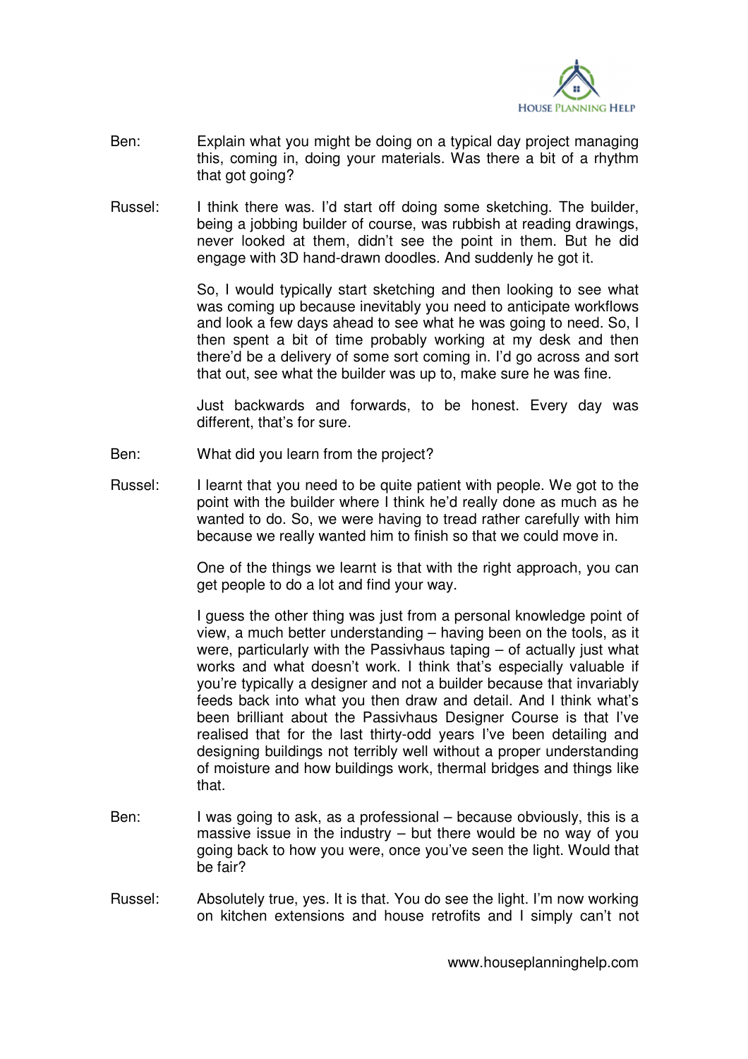Ben: Explain what you might be doing on a typical day project managing this, coming in, doing your materials. Was there a bit of a rhythm that got going?

Russel: I think there was. I'd start off doing some sketching. The builder, being a jobbing builder of course, was rubbish at reading drawings, never looked at them, didn't see the point in them. But he did engage with 3D hand-drawn doodles. And suddenly he got it.

So, I would typically start sketching and then looking to see what was coming up because inevitably you need to anticipate workflows and look a few days ahead to see what he was going to need. So, I then spent a bit of time probably working at my desk and then there'd be a delivery of some sort coming in. I'd go across and sort that out, see what the builder was up to, make sure he was fine.

Just backwards and forwards, to be honest. Every day was different, that's for sure.

Ben: What did you learn from the project?

Russel: I learnt that you need to be quite patient with people. We got to the point with the builder where I think he'd really done as much as he wanted to do. So, we were having to tread rather carefully with him because we really wanted him to finish so that we could move in.

One of the things we learnt is that with the right approach, you can get people to do a lot and find your way.

I guess the other thing was just from a personal knowledge point of view, a much better understanding – having been on the tools, as it were, particularly with the Passivhaus taping – of actually just what works and what doesn't work. I think that's especially valuable if you're typically a designer and not a builder because that invariably feeds back into what you then draw and detail. And I think what's been brilliant about the Passivhaus Designer Course is that I've realised that for the last thirty-odd years I've been detailing and designing buildings not terribly well without a proper understanding of moisture and how buildings work, thermal bridges and things like that.

Ben: I was going to ask, as a professional – because obviously, this is a massive issue in the industry – but there would be no way of you going back to how you were, once you've seen the light. Would that be fair?

Russel: Absolutely true, yes. It is that. You do see the light. I'm now working on kitchen extensions and house retrofits and I simply can't not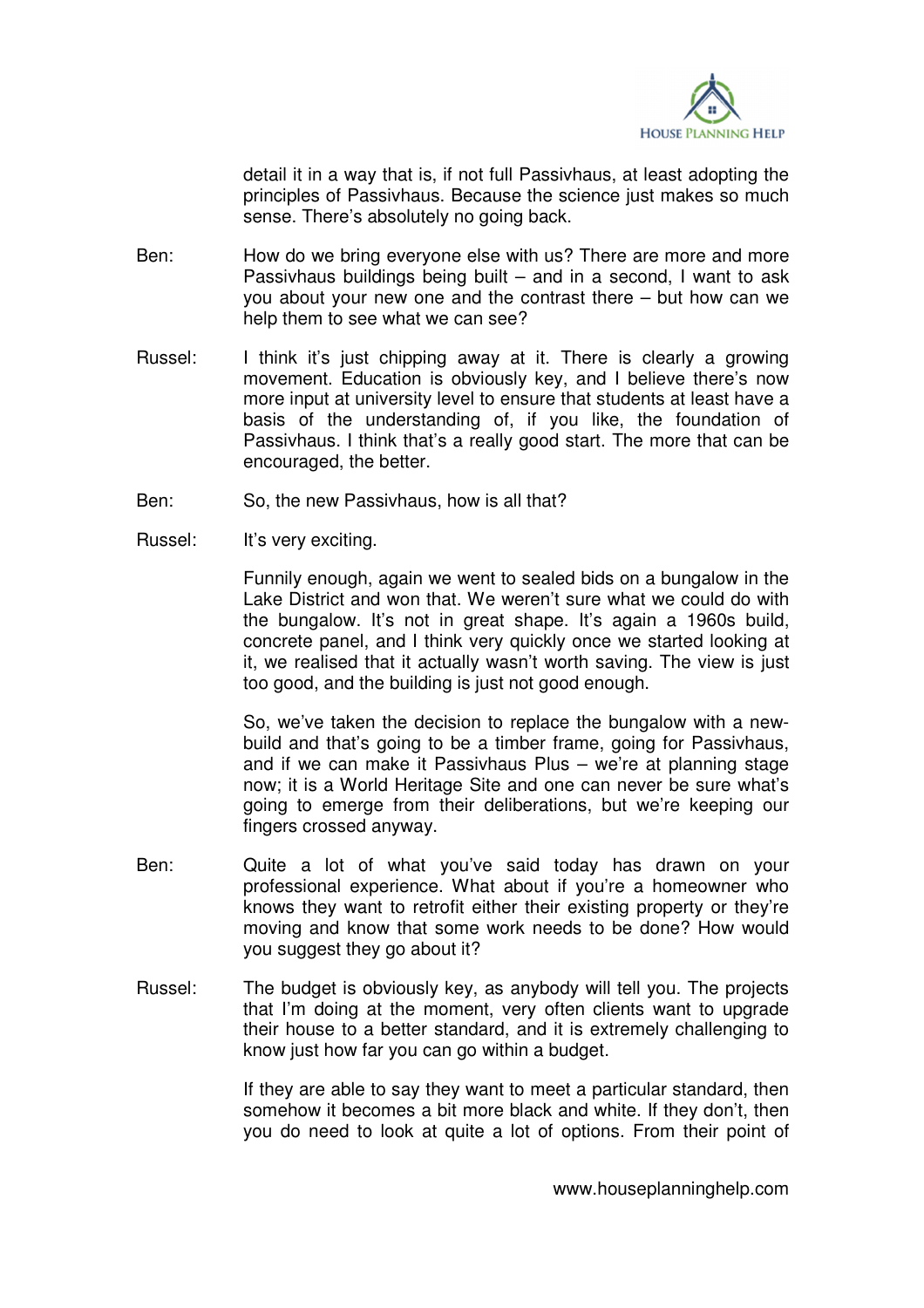detail it in a way that is, if not full Passivhaus, at least adopting the principles of Passivhaus. Because the science just makes so much sense. There's absolutely no going back.

Ben: How do we bring everyone else with us? There are more and more Passivhaus buildings being built – and in a second, I want to ask you about your new one and the contrast there – but how can we help them to see what we can see?

Russel: I think it's just chipping away at it. There is clearly a growing movement. Education is obviously key, and I believe there's now more input at university level to ensure that students at least have a basis of the understanding of, if you like, the foundation of Passivhaus. I think that's a really good start. The more that can be encouraged, the better.

Ben: So, the new Passivhaus, how is all that?

Russel: It's very exciting.

Funnily enough, again we went to sealed bids on a bungalow in the Lake District and won that. We weren't sure what we could do with the bungalow. It's not in great shape. It's again a 1960s build, concrete panel, and I think very quickly once we started looking at it, we realised that it actually wasn't worth saving. The view is just too good, and the building is just not good enough.

So, we've taken the decision to replace the bungalow with a new-build and that's going to be a timber frame, going for Passivhaus, and if we can make it Passivhaus Plus – we're at planning stage now; it is a World Heritage Site and one can never be sure what's going to emerge from their deliberations, but we're keeping our fingers crossed anyway.

Ben: Quite a lot of what you've said today has drawn on your professional experience. What about if you're a homeowner who knows they want to retrofit either their existing property or they're moving and know that some work needs to be done? How would you suggest they go about it?

Russel: The budget is obviously key, as anybody will tell you. The projects that I'm doing at the moment, very often clients want to upgrade their house to a better standard, and it is extremely challenging to know just how far you can go within a budget.

If they are able to say they want to meet a particular standard, then somehow it becomes a bit more black and white. If they don't, then you do need to look at quite a lot of options. From their point of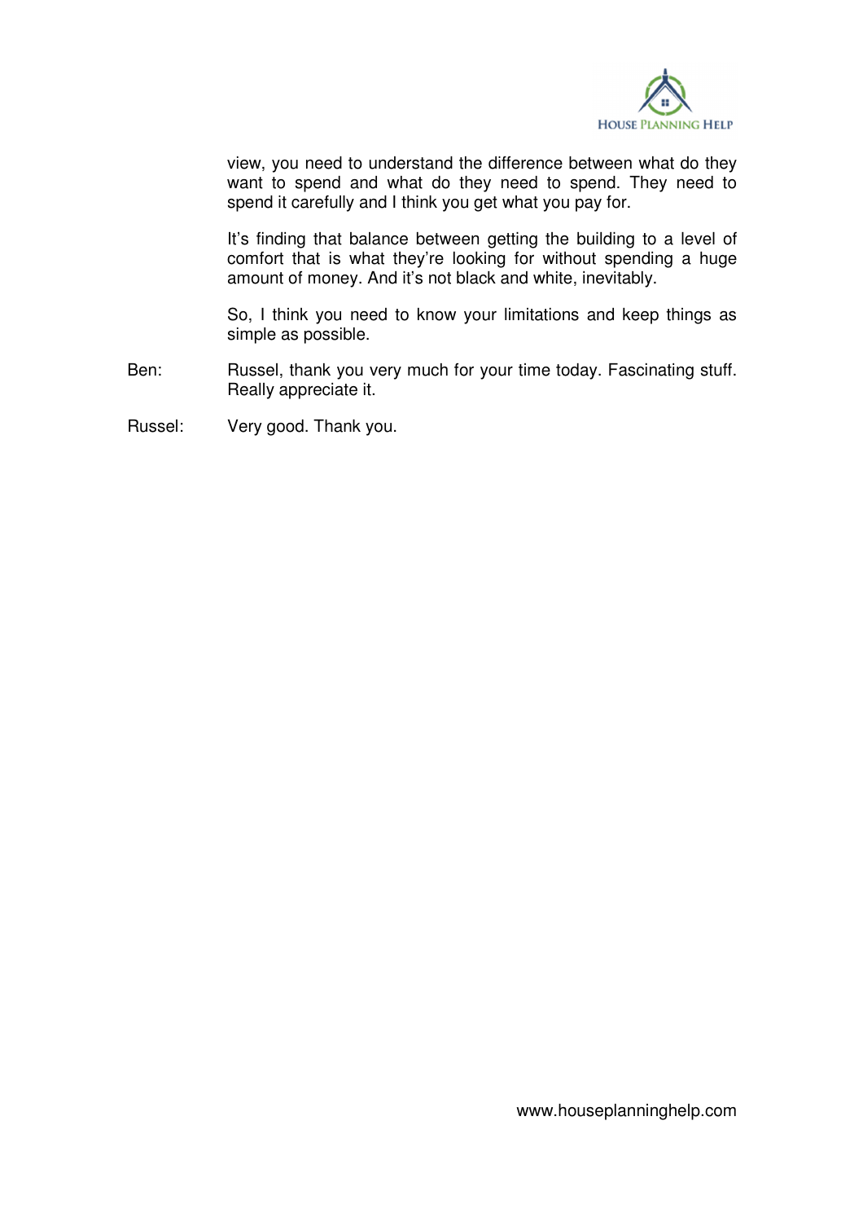view, you need to understand the difference between what do they want to spend and what do they need to spend. They need to spend it carefully and I think you get what you pay for.

It's finding that balance between getting the building to a level of comfort that is what they're looking for without spending a huge amount of money. And it's not black and white, inevitably.

So, I think you need to know your limitations and keep things as simple as possible.

Ben: Russel, thank you very much for your time today. Fascinating stuff. Really appreciate it.

Russel: Very good. Thank you.